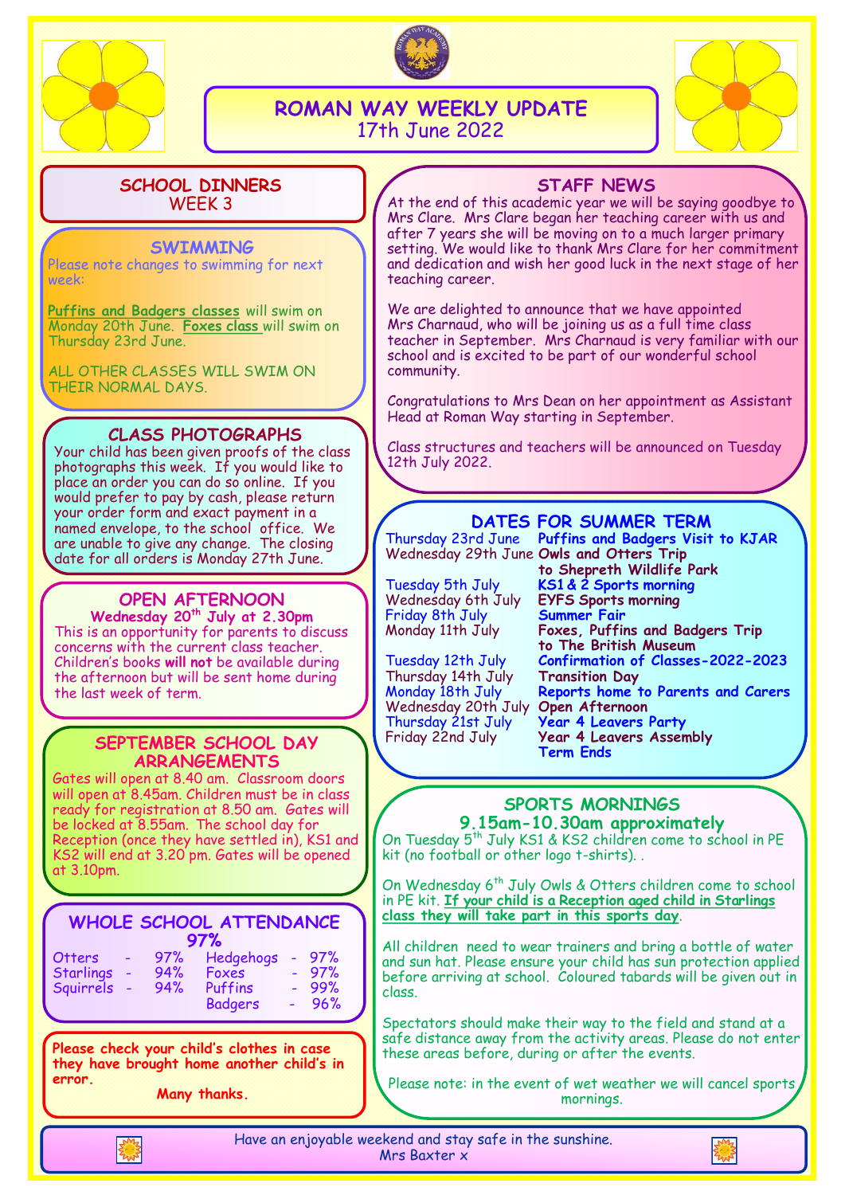# ROMAN WAY WEEKLY UPDATE

17th June 2022

## SCHOOL DINNERS

WEEK 3

## SWIMMING

Please note changes to swimming for next week:

**Puffins and Badgers classes** will swim on Monday 20th June. **Foxes class** will swim on Thursday 23rd June.

ALL OTHER CLASSES WILL SWIM ON THEIR NORMAL DAYS.

## CLASS PHOTOGRAPHS

Your child has been given proofs of the class photographs this week. If you would like to place an order you can do so online. If you would prefer to pay by cash, please return your order form and exact payment in a named envelope, to the school office. We are unable to give any change. The closing date for all orders is Monday 27th June.

## OPEN AFTERNOON

**Wednesday 20th July at 2.30pm**

This is an opportunity for parents to discuss concerns with the current class teacher. Children's books **will not** be available during the afternoon but will be sent home during the last week of term.

## SEPTEMBER SCHOOL DAY ARRANGEMENTS

Gates will open at 8.40 am. Classroom doors will open at 8.45am. Children must be in class ready for registration at 8.50 am. Gates will be locked at 8.55am. The school day for Reception (once they have settled in), KS1 and KS2 will end at 3.20 pm. Gates will be opened at 3.10pm.

## WHOLE SCHOOL ATTENDANCE 97%

| Class | Attendance | Class | Attendance |
|---|---|---|---|
| Otters | 97% | Hedgehogs | 97% |
| Starlings | 94% | Foxes | 97% |
| Squirrels | 94% | Puffins | 99% |
| | | Badgers | 96% |

**Please check your child's clothes in case they have brought home another child's in error.**

**Many thanks.**

## STAFF NEWS

At the end of this academic year we will be saying goodbye to Mrs Clare. Mrs Clare began her teaching career with us and after 7 years she will be moving on to a much larger primary setting. We would like to thank Mrs Clare for her commitment and dedication and wish her good luck in the next stage of her teaching career.

We are delighted to announce that we have appointed Mrs Charnaud, who will be joining us as a full time class teacher in September. Mrs Charnaud is very familiar with our school and is excited to be part of our wonderful school community.

Congratulations to Mrs Dean on her appointment as Assistant Head at Roman Way starting in September.

Class structures and teachers will be announced on Tuesday 12th July 2022.

## DATES FOR SUMMER TERM

| Date | Event |
|---|---|
| Thursday 23rd June | **Puffins and Badgers Visit to KJAR** |
| Wednesday 29th June | **Owls and Otters Trip to Shepreth Wildlife Park** |
| Tuesday 5th July | **KS1 & 2 Sports morning** |
| Wednesday 6th July | **EYFS Sports morning** |
| Friday 8th July | **Summer Fair** |
| Monday 11th July | **Foxes, Puffins and Badgers Trip to The British Museum** |
| Tuesday 12th July | **Confirmation of Classes-2022-2023** |
| Thursday 14th July | **Transition Day** |
| Monday 18th July | **Reports home to Parents and Carers** |
| Wednesday 20th July | **Open Afternoon** |
| Thursday 21st July | **Year 4 Leavers Party** |
| Friday 22nd July | **Year 4 Leavers Assembly Term Ends** |

## SPORTS MORNINGS

**9.15am-10.30am approximately**

On Tuesday 5th July KS1 & KS2 children come to school in PE kit (no football or other logo t-shirts). .

On Wednesday 6th July Owls & Otters children come to school in PE kit. **If your child is a Reception aged child in Starlings class they will take part in this sports day**.

All children need to wear trainers and bring a bottle of water and sun hat. Please ensure your child has sun protection applied before arriving at school. Coloured tabards will be given out in class.

Spectators should make their way to the field and stand at a safe distance away from the activity areas. Please do not enter these areas before, during or after the events.

Please note: in the event of wet weather we will cancel sports mornings.

Have an enjoyable weekend and stay safe in the sunshine.
Mrs Baxter x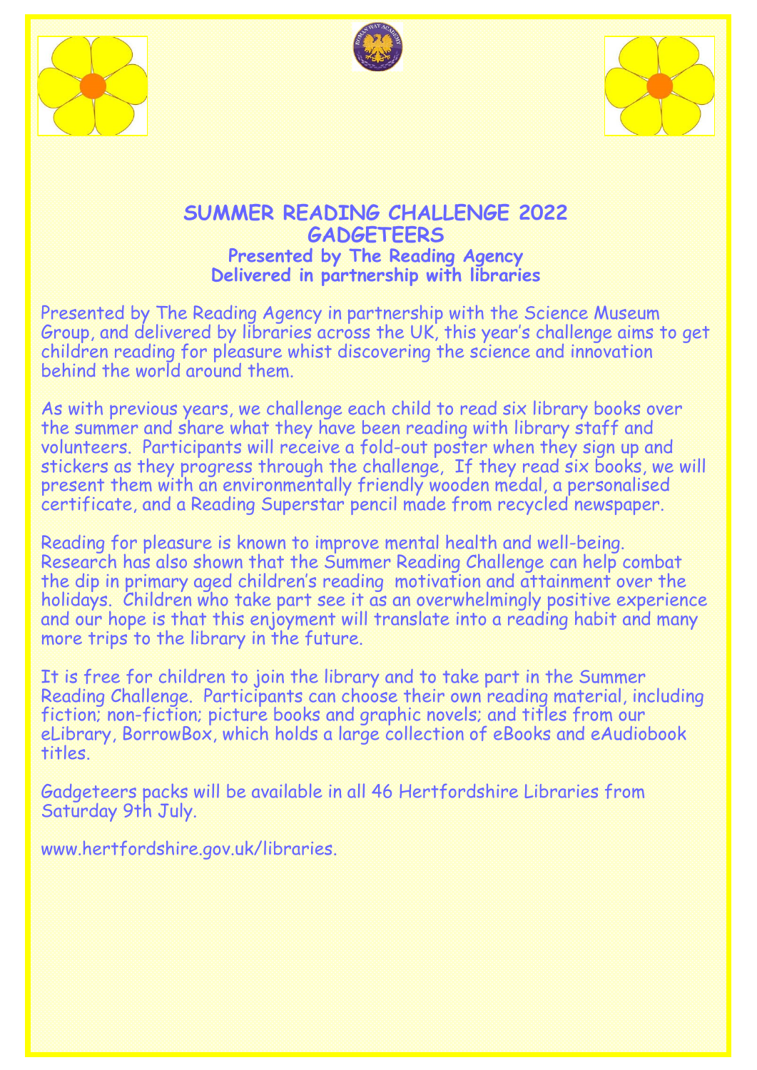# SUMMER READING CHALLENGE 2022
# GADGETEERS

**Presented by The Reading Agency**
**Delivered in partnership with libraries**

Presented by The Reading Agency in partnership with the Science Museum Group, and delivered by libraries across the UK, this year's challenge aims to get children reading for pleasure whist discovering the science and innovation behind the world around them.

As with previous years, we challenge each child to read six library books over the summer and share what they have been reading with library staff and volunteers. Participants will receive a fold-out poster when they sign up and stickers as they progress through the challenge, If they read six books, we will present them with an environmentally friendly wooden medal, a personalised certificate, and a Reading Superstar pencil made from recycled newspaper.

Reading for pleasure is known to improve mental health and well-being. Research has also shown that the Summer Reading Challenge can help combat the dip in primary aged children's reading motivation and attainment over the holidays. Children who take part see it as an overwhelmingly positive experience and our hope is that this enjoyment will translate into a reading habit and many more trips to the library in the future.

It is free for children to join the library and to take part in the Summer Reading Challenge. Participants can choose their own reading material, including fiction; non-fiction; picture books and graphic novels; and titles from our eLibrary, BorrowBox, which holds a large collection of eBooks and eAudiobook titles.

Gadgeteers packs will be available in all 46 Hertfordshire Libraries from Saturday 9th July.

www.hertfordshire.gov.uk/libraries.